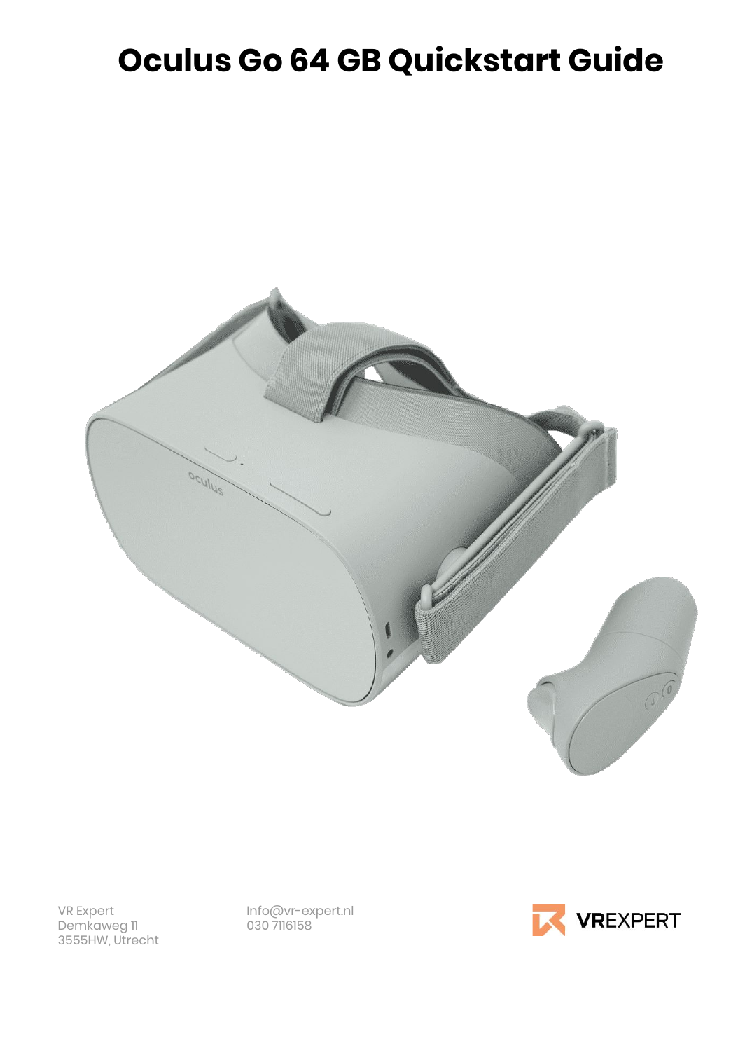# Oculus Go 64 GB Quickstart Guide

VR Expert
Demkaweg 11
3555HW, Utrecht

Info@vr-expert.nl
030 7116158

VREXPERT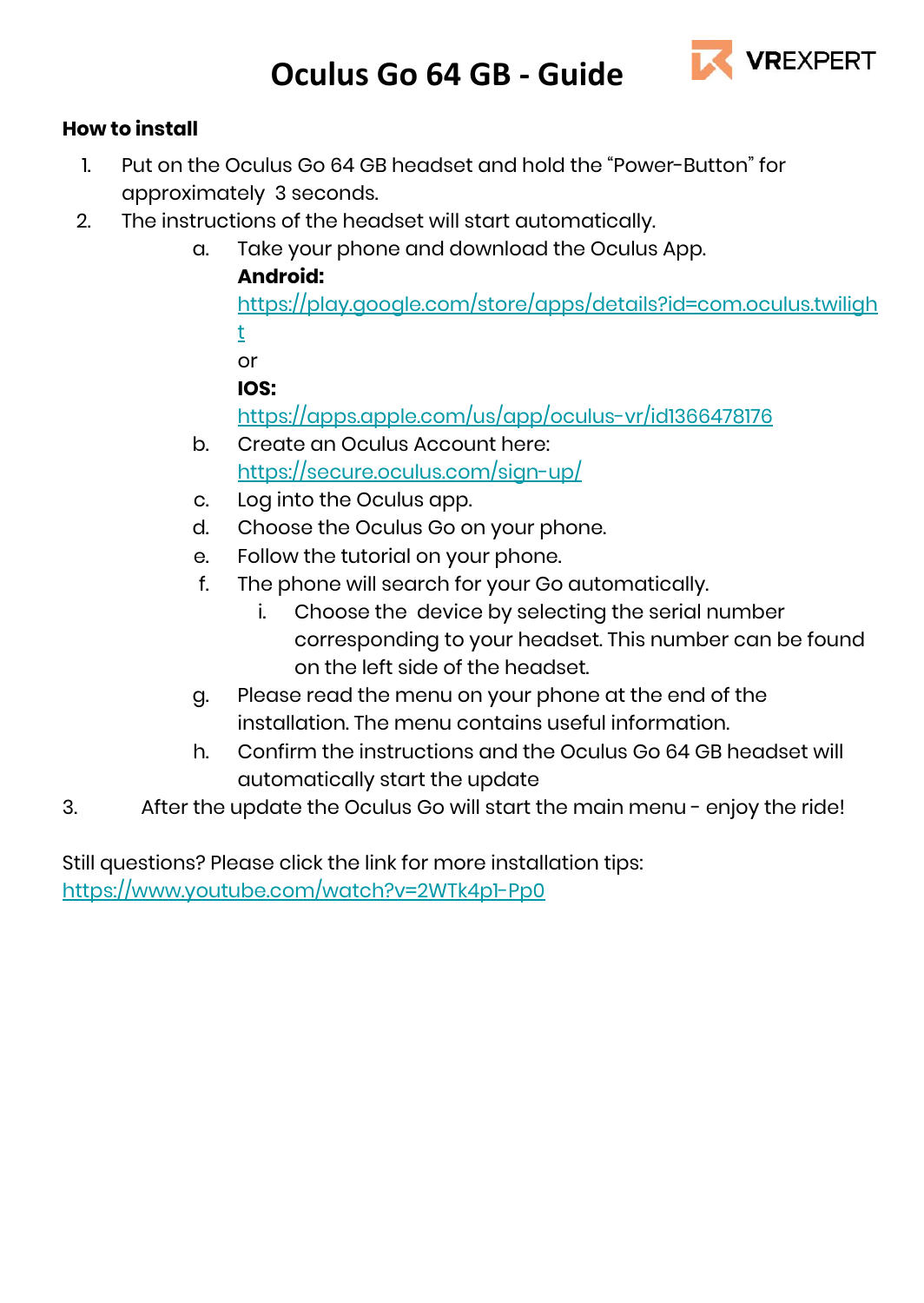# Oculus Go 64 GB - Guide

VREXPERT

**How to install**

1. Put on the Oculus Go 64 GB headset and hold the "Power-Button" for approximately 3 seconds.
2. The instructions of the headset will start automatically.
   a. Take your phone and download the Oculus App.
      **Android:**
      https://play.google.com/store/apps/details?id=com.oculus.twilight
      or
      **IOS:**
      https://apps.apple.com/us/app/oculus-vr/id1366478176
   b. Create an Oculus Account here:
      https://secure.oculus.com/sign-up/
   c. Log into the Oculus app.
   d. Choose the Oculus Go on your phone.
   e. Follow the tutorial on your phone.
   f. The phone will search for your Go automatically.
      i. Choose the device by selecting the serial number corresponding to your headset. This number can be found on the left side of the headset.
   g. Please read the menu on your phone at the end of the installation. The menu contains useful information.
   h. Confirm the instructions and the Oculus Go 64 GB headset will automatically start the update
3. After the update the Oculus Go will start the main menu - enjoy the ride!

Still questions? Please click the link for more installation tips:
https://www.youtube.com/watch?v=2WTk4p1-Pp0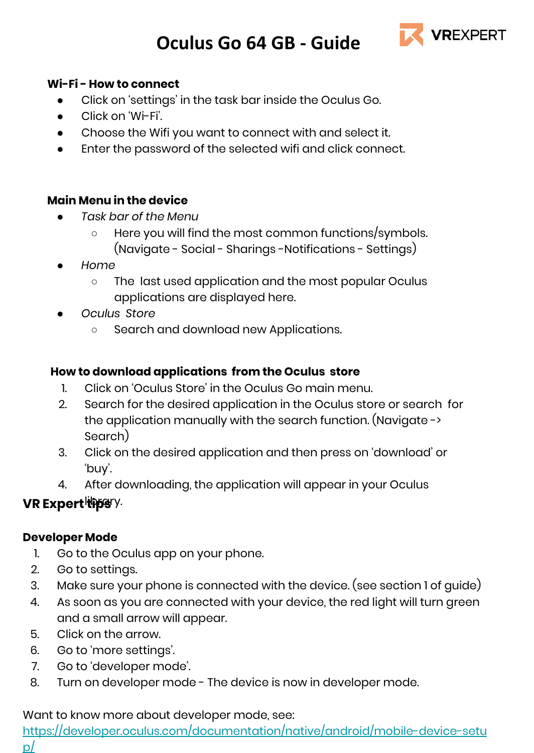# Oculus Go 64 GB - Guide

VREXPERT

**Wi-Fi - How to connect**

- Click on 'settings' in the task bar inside the Oculus Go.
- Click on 'Wi-Fi'.
- Choose the Wifi you want to connect with and select it.
- Enter the password of the selected wifi and click connect.

**Main Menu in the device**

- *Task bar of the Menu*
  - Here you will find the most common functions/symbols. (Navigate - Social - Sharings -Notifications - Settings)
- *Home*
  - The last used application and the most popular Oculus applications are displayed here.
- *Oculus Store*
  - Search and download new Applications.

**How to download applications from the Oculus store**

1. Click on 'Oculus Store' in the Oculus Go main menu.
2. Search for the desired application in the Oculus store or search for the application manually with the search function. (Navigate -> Search)
3. Click on the desired application and then press on 'download' or 'buy'.
4. After downloading, the application will appear in your Oculus library.

**VR Expert tips**

**Developer Mode**

1. Go to the Oculus app on your phone.
2. Go to settings.
3. Make sure your phone is connected with the device. (see section 1 of guide)
4. As soon as you are connected with your device, the red light will turn green and a small arrow will appear.
5. Click on the arrow.
6. Go to 'more settings'.
7. Go to 'developer mode'.
8. Turn on developer mode - The device is now in developer mode.

Want to know more about developer mode, see:
https://developer.oculus.com/documentation/native/android/mobile-device-setup/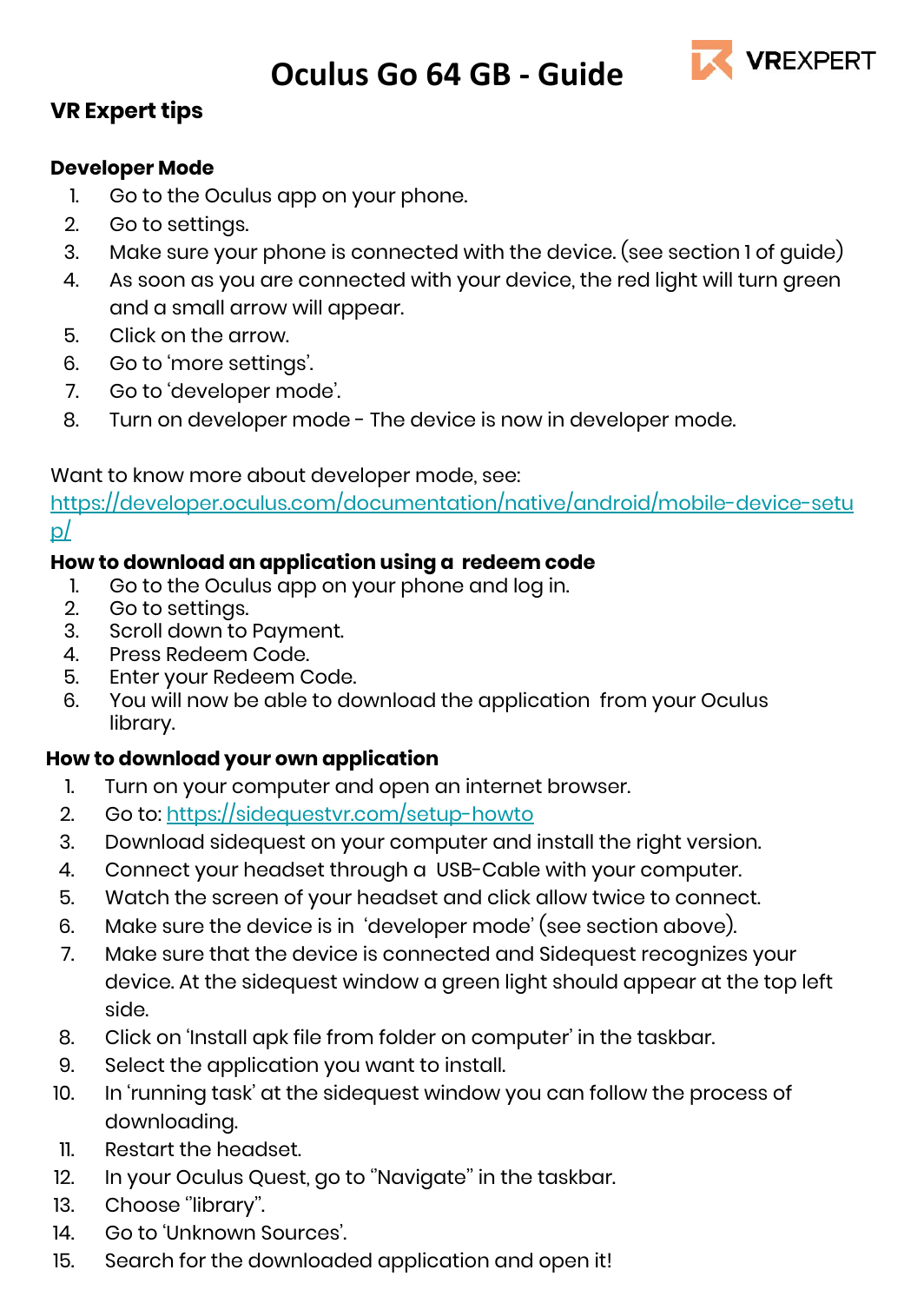# Oculus Go 64 GB - Guide

VREXPERT

## VR Expert tips

### Developer Mode

1. Go to the Oculus app on your phone.
2. Go to settings.
3. Make sure your phone is connected with the device. (see section 1 of guide)
4. As soon as you are connected with your device, the red light will turn green and a small arrow will appear.
5. Click on the arrow.
6. Go to 'more settings'.
7. Go to 'developer mode'.
8. Turn on developer mode - The device is now in developer mode.

Want to know more about developer mode, see:
https://developer.oculus.com/documentation/native/android/mobile-device-setup/

### How to download an application using a redeem code

1. Go to the Oculus app on your phone and log in.
2. Go to settings.
3. Scroll down to Payment.
4. Press Redeem Code.
5. Enter your Redeem Code.
6. You will now be able to download the application from your Oculus library.

### How to download your own application

1. Turn on your computer and open an internet browser.
2. Go to: https://sidequestvr.com/setup-howto
3. Download sidequest on your computer and install the right version.
4. Connect your headset through a USB-Cable with your computer.
5. Watch the screen of your headset and click allow twice to connect.
6. Make sure the device is in 'developer mode' (see section above).
7. Make sure that the device is connected and Sidequest recognizes your device. At the sidequest window a green light should appear at the top left side.
8. Click on 'Install apk file from folder on computer' in the taskbar.
9. Select the application you want to install.
10. In 'running task' at the sidequest window you can follow the process of downloading.
11. Restart the headset.
12. In your Oculus Quest, go to "Navigate" in the taskbar.
13. Choose "library".
14. Go to 'Unknown Sources'.
15. Search for the downloaded application and open it!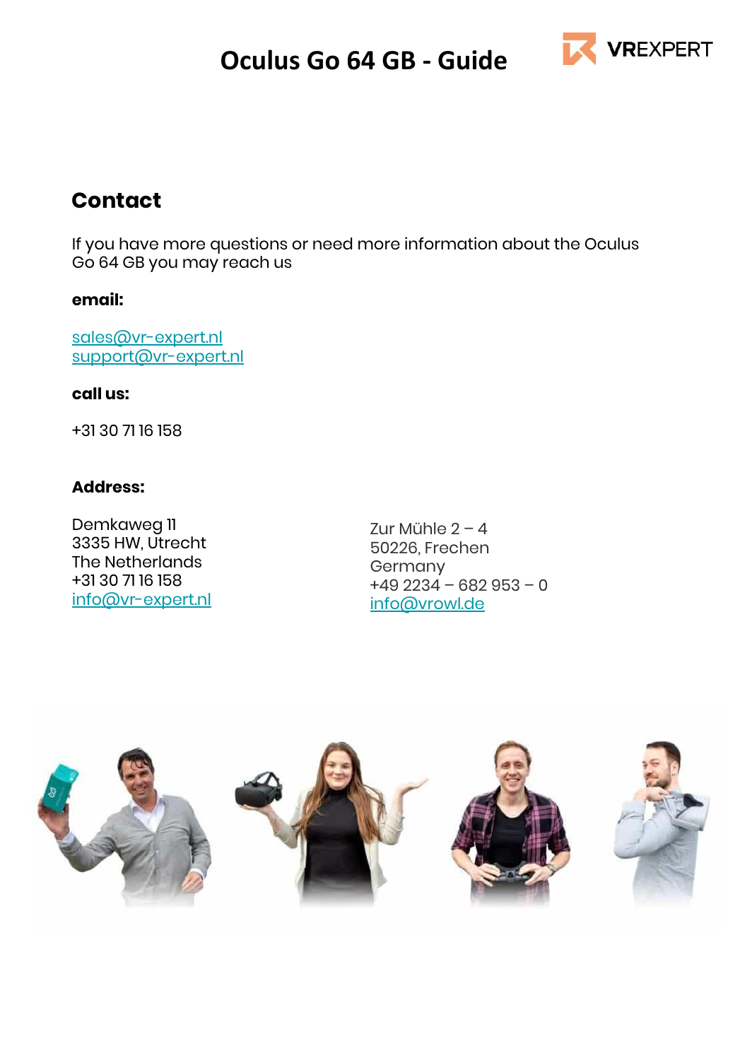## Contact

If you have more questions or need more information about the Oculus Go 64 GB you may reach us

**email:**

sales@vr-expert.nl
support@vr-expert.nl

**call us:**

+31 30 71 16 158

**Address:**

Demkaweg 11
3335 HW, Utrecht
The Netherlands
+31 30 71 16 158
info@vr-expert.nl

Zur Mühle 2 – 4
50226, Frechen
Germany
+49 2234 – 682 953 – 0
info@vrowl.de